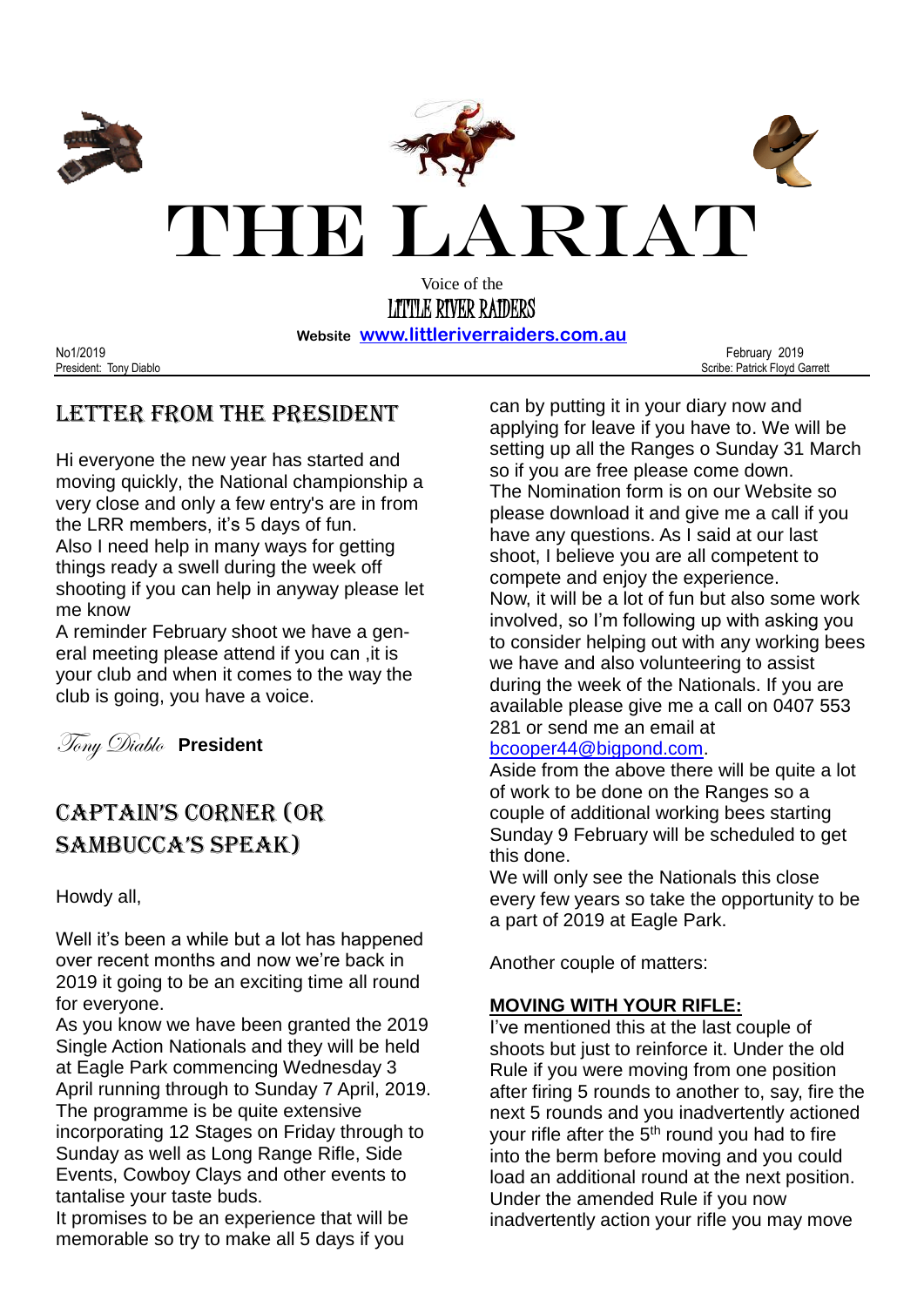# THE LARIAT

Voice of the

LITTLE RIVER RAIDERS

**Website** www.littleriverraiders.com.au

No1/2019 February 2019

President: Tony Diablo Scribe: Patrick Floyd Garrett

## LETTER FROM THE PRESIDENT

Hi everyone the new year has started and moving quickly, the National championship a very close and only a few entry's are in from the LRR members, it's 5 days of fun.
Also I need help in many ways for getting things ready a swell during the week off shooting if you can help in anyway please let me know
A reminder February shoot we have a general meeting please attend if you can ,it is your club and when it comes to the way the club is going, you have a voice.

*Tony Diablo* **President**

## CAPTAIN'S CORNER (OR SAMBUCCA'S SPEAK)

Howdy all,

Well it's been a while but a lot has happened over recent months and now we're back in 2019 it going to be an exciting time all round for everyone.
As you know we have been granted the 2019 Single Action Nationals and they will be held at Eagle Park commencing Wednesday 3 April running through to Sunday 7 April, 2019. The programme is be quite extensive incorporating 12 Stages on Friday through to Sunday as well as Long Range Rifle, Side Events, Cowboy Clays and other events to tantalise your taste buds.
It promises to be an experience that will be memorable so try to make all 5 days if you can by putting it in your diary now and applying for leave if you have to. We will be setting up all the Ranges o Sunday 31 March so if you are free please come down.
The Nomination form is on our Website so please download it and give me a call if you have any questions. As I said at our last shoot, I believe you are all competent to compete and enjoy the experience.
Now, it will be a lot of fun but also some work involved, so I'm following up with asking you to consider helping out with any working bees we have and also volunteering to assist during the week of the Nationals. If you are available please give me a call on 0407 553 281 or send me an email at bcooper44@bigpond.com.
Aside from the above there will be quite a lot of work to be done on the Ranges so a couple of additional working bees starting Sunday 9 February will be scheduled to get this done.
We will only see the Nationals this close every few years so take the opportunity to be a part of 2019 at Eagle Park.

Another couple of matters:

**MOVING WITH YOUR RIFLE:**

I've mentioned this at the last couple of shoots but just to reinforce it. Under the old Rule if you were moving from one position after firing 5 rounds to another to, say, fire the next 5 rounds and you inadvertently actioned your rifle after the 5th round you had to fire into the berm before moving and you could load an additional round at the next position. Under the amended Rule if you now inadvertently action your rifle you may move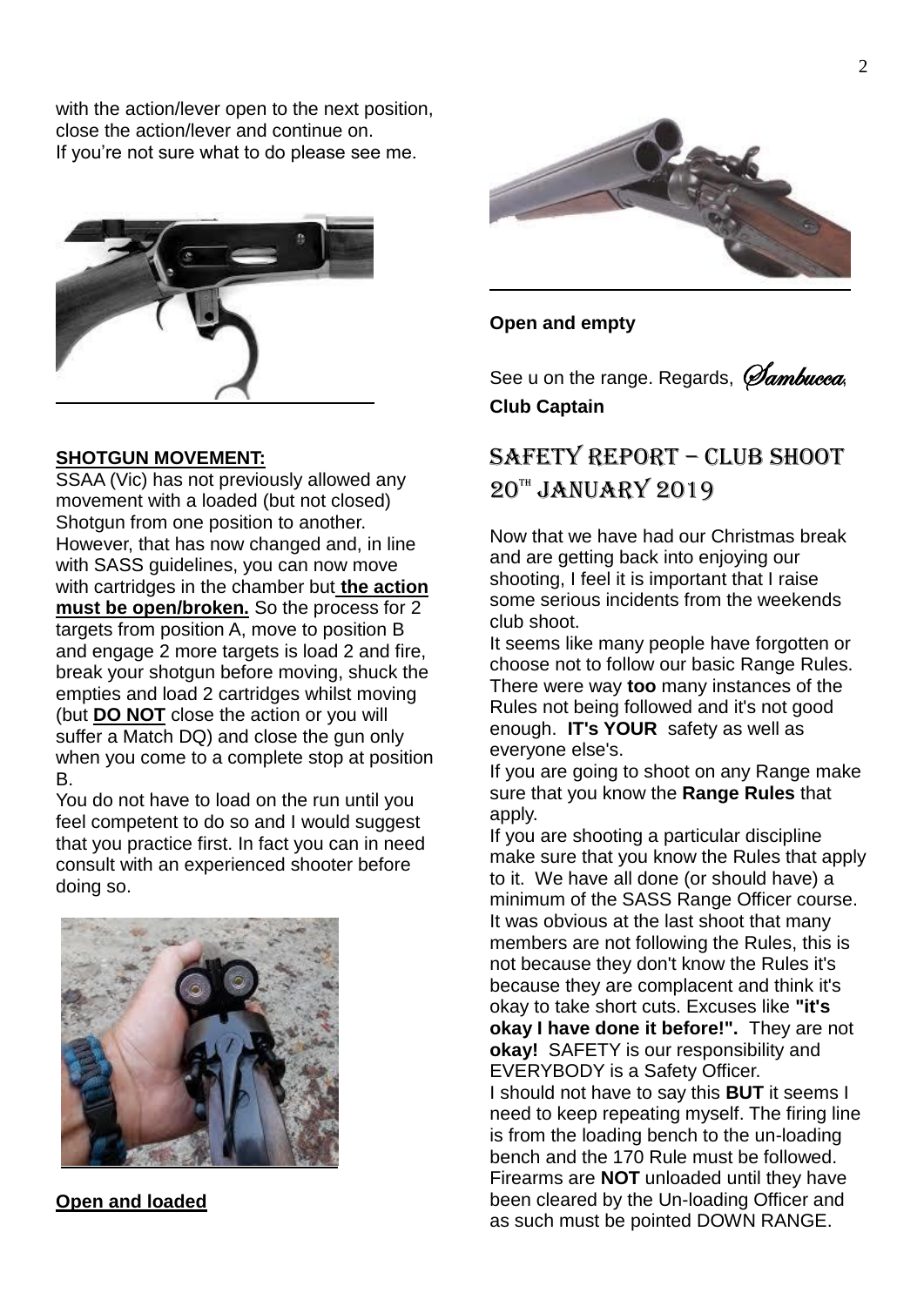with the action/lever open to the next position, close the action/lever and continue on.
If you're not sure what to do please see me.

**SHOTGUN MOVEMENT:**

SSAA (Vic) has not previously allowed any movement with a loaded (but not closed) Shotgun from one position to another. However, that has now changed and, in line with SASS guidelines, you can now move with cartridges in the chamber but **the action must be open/broken.** So the process for 2 targets from position A, move to position B and engage 2 more targets is load 2 and fire, break your shotgun before moving, shuck the empties and load 2 cartridges whilst moving (but **DO NOT** close the action or you will suffer a Match DQ) and close the gun only when you come to a complete stop at position B.

You do not have to load on the run until you feel competent to do so and I would suggest that you practice first. In fact you can in need consult with an experienced shooter before doing so.

**Open and loaded**

**Open and empty**

See u on the range. Regards, *Sambucca*,
**Club Captain**

## SAFETY REPORT – CLUB SHOOT 20TH JANUARY 2019

Now that we have had our Christmas break and are getting back into enjoying our shooting, I feel it is important that I raise some serious incidents from the weekends club shoot.

It seems like many people have forgotten or choose not to follow our basic Range Rules. There were way **too** many instances of the Rules not being followed and it's not good enough. **IT's YOUR** safety as well as everyone else's.

If you are going to shoot on any Range make sure that you know the **Range Rules** that apply.

If you are shooting a particular discipline make sure that you know the Rules that apply to it. We have all done (or should have) a minimum of the SASS Range Officer course. It was obvious at the last shoot that many members are not following the Rules, this is not because they don't know the Rules it's because they are complacent and think it's okay to take short cuts. Excuses like **"it's okay I have done it before!".** They are not **okay!** SAFETY is our responsibility and EVERYBODY is a Safety Officer.

I should not have to say this **BUT** it seems I need to keep repeating myself. The firing line is from the loading bench to the un-loading bench and the 170 Rule must be followed. Firearms are **NOT** unloaded until they have been cleared by the Un-loading Officer and as such must be pointed DOWN RANGE.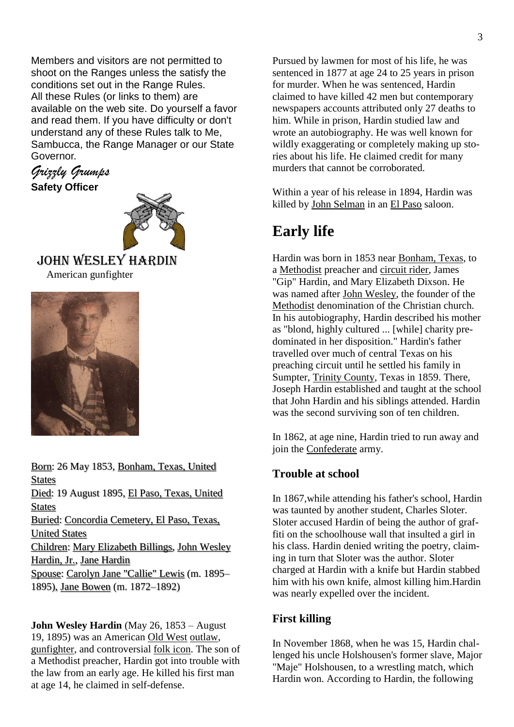Members and visitors are not permitted to shoot on the Ranges unless the satisfy the conditions set out in the Range Rules. All these Rules (or links to them) are available on the web site. Do yourself a favor and read them. If you have difficulty or don't understand any of these Rules talk to Me, Sambucca, the Range Manager or our State Governor.

*Grizzly Grumps*
**Safety Officer**

JOHN WESLEY HARDIN

American gunfighter

Born: 26 May 1853, Bonham, Texas, United States
Died: 19 August 1895, El Paso, Texas, United States
Buried: Concordia Cemetery, El Paso, Texas, United States
Children: Mary Elizabeth Billings, John Wesley Hardin, Jr., Jane Hardin
Spouse: Carolyn Jane "Callie" Lewis (m. 1895–1895), Jane Bowen (m. 1872–1892)

**John Wesley Hardin** (May 26, 1853 – August 19, 1895) was an American Old West outlaw, gunfighter, and controversial folk icon. The son of a Methodist preacher, Hardin got into trouble with the law from an early age. He killed his first man at age 14, he claimed in self-defense.

Pursued by lawmen for most of his life, he was sentenced in 1877 at age 24 to 25 years in prison for murder. When he was sentenced, Hardin claimed to have killed 42 men but contemporary newspapers accounts attributed only 27 deaths to him. While in prison, Hardin studied law and wrote an autobiography. He was well known for wildly exaggerating or completely making up stories about his life. He claimed credit for many murders that cannot be corroborated.

Within a year of his release in 1894, Hardin was killed by John Selman in an El Paso saloon.

# Early life

Hardin was born in 1853 near Bonham, Texas, to a Methodist preacher and circuit rider, James "Gip" Hardin, and Mary Elizabeth Dixson. He was named after John Wesley, the founder of the Methodist denomination of the Christian church. In his autobiography, Hardin described his mother as "blond, highly cultured ... [while] charity predominated in her disposition." Hardin's father travelled over much of central Texas on his preaching circuit until he settled his family in Sumpter, Trinity County, Texas in 1859. There, Joseph Hardin established and taught at the school that John Hardin and his siblings attended. Hardin was the second surviving son of ten children.

In 1862, at age nine, Hardin tried to run away and join the Confederate army.

### Trouble at school

In 1867,while attending his father's school, Hardin was taunted by another student, Charles Sloter. Sloter accused Hardin of being the author of graffiti on the schoolhouse wall that insulted a girl in his class. Hardin denied writing the poetry, claiming in turn that Sloter was the author. Sloter charged at Hardin with a knife but Hardin stabbed him with his own knife, almost killing him.Hardin was nearly expelled over the incident.

### First killing

In November 1868, when he was 15, Hardin challenged his uncle Holshousen's former slave, Major "Maje" Holshousen, to a wrestling match, which Hardin won. According to Hardin, the following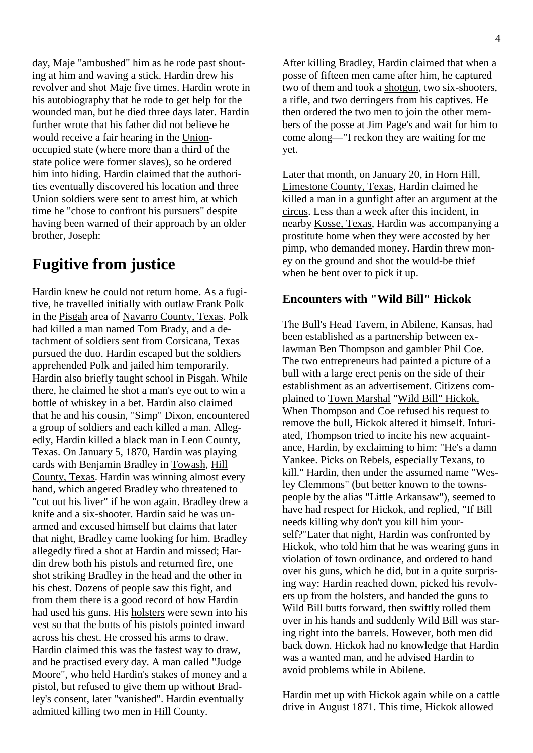day, Maje "ambushed" him as he rode past shouting at him and waving a stick. Hardin drew his revolver and shot Maje five times. Hardin wrote in his autobiography that he rode to get help for the wounded man, but he died three days later. Hardin further wrote that his father did not believe he would receive a fair hearing in the Union-occupied state (where more than a third of the state police were former slaves), so he ordered him into hiding. Hardin claimed that the authorities eventually discovered his location and three Union soldiers were sent to arrest him, at which time he "chose to confront his pursuers" despite having been warned of their approach by an older brother, Joseph:

# Fugitive from justice

Hardin knew he could not return home. As a fugitive, he travelled initially with outlaw Frank Polk in the Pisgah area of Navarro County, Texas. Polk had killed a man named Tom Brady, and a detachment of soldiers sent from Corsicana, Texas pursued the duo. Hardin escaped but the soldiers apprehended Polk and jailed him temporarily. Hardin also briefly taught school in Pisgah. While there, he claimed he shot a man's eye out to win a bottle of whiskey in a bet. Hardin also claimed that he and his cousin, "Simp" Dixon, encountered a group of soldiers and each killed a man. Allegedly, Hardin killed a black man in Leon County, Texas. On January 5, 1870, Hardin was playing cards with Benjamin Bradley in Towash, Hill County, Texas. Hardin was winning almost every hand, which angered Bradley who threatened to "cut out his liver" if he won again. Bradley drew a knife and a six-shooter. Hardin said he was unarmed and excused himself but claims that later that night, Bradley came looking for him. Bradley allegedly fired a shot at Hardin and missed; Hardin drew both his pistols and returned fire, one shot striking Bradley in the head and the other in his chest. Dozens of people saw this fight, and from them there is a good record of how Hardin had used his guns. His holsters were sewn into his vest so that the butts of his pistols pointed inward across his chest. He crossed his arms to draw. Hardin claimed this was the fastest way to draw, and he practised every day. A man called "Judge Moore", who held Hardin's stakes of money and a pistol, but refused to give them up without Bradley's consent, later "vanished". Hardin eventually admitted killing two men in Hill County.

After killing Bradley, Hardin claimed that when a posse of fifteen men came after him, he captured two of them and took a shotgun, two six-shooters, a rifle, and two derringers from his captives. He then ordered the two men to join the other members of the posse at Jim Page's and wait for him to come along—"I reckon they are waiting for me yet.

Later that month, on January 20, in Horn Hill, Limestone County, Texas, Hardin claimed he killed a man in a gunfight after an argument at the circus. Less than a week after this incident, in nearby Kosse, Texas, Hardin was accompanying a prostitute home when they were accosted by her pimp, who demanded money. Hardin threw money on the ground and shot the would-be thief when he bent over to pick it up.

## Encounters with "Wild Bill" Hickok

The Bull's Head Tavern, in Abilene, Kansas, had been established as a partnership between ex-lawman Ben Thompson and gambler Phil Coe. The two entrepreneurs had painted a picture of a bull with a large erect penis on the side of their establishment as an advertisement. Citizens complained to Town Marshal "Wild Bill" Hickok. When Thompson and Coe refused his request to remove the bull, Hickok altered it himself. Infuriated, Thompson tried to incite his new acquaintance, Hardin, by exclaiming to him: "He's a damn Yankee. Picks on Rebels, especially Texans, to kill." Hardin, then under the assumed name "Wesley Clemmons" (but better known to the townspeople by the alias "Little Arkansaw"), seemed to have had respect for Hickok, and replied, "If Bill needs killing why don't you kill him yourself?"Later that night, Hardin was confronted by Hickok, who told him that he was wearing guns in violation of town ordinance, and ordered to hand over his guns, which he did, but in a quite surprising way: Hardin reached down, picked his revolvers up from the holsters, and handed the guns to Wild Bill butts forward, then swiftly rolled them over in his hands and suddenly Wild Bill was staring right into the barrels. However, both men did back down. Hickok had no knowledge that Hardin was a wanted man, and he advised Hardin to avoid problems while in Abilene.

Hardin met up with Hickok again while on a cattle drive in August 1871. This time, Hickok allowed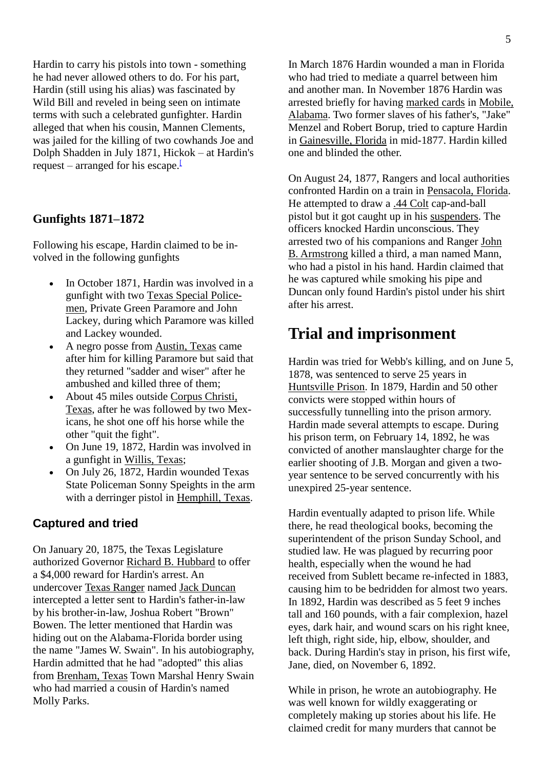Hardin to carry his pistols into town - something he had never allowed others to do. For his part, Hardin (still using his alias) was fascinated by Wild Bill and reveled in being seen on intimate terms with such a celebrated gunfighter. Hardin alleged that when his cousin, Mannen Clements, was jailed for the killing of two cowhands Joe and Dolph Shadden in July 1871, Hickok – at Hardin's request – arranged for his escape.[

### Gunfights 1871–1872

Following his escape, Hardin claimed to be involved in the following gunfights

- In October 1871, Hardin was involved in a gunfight with two Texas Special Policemen, Private Green Paramore and John Lackey, during which Paramore was killed and Lackey wounded.
- A negro posse from Austin, Texas came after him for killing Paramore but said that they returned "sadder and wiser" after he ambushed and killed three of them;
- About 45 miles outside Corpus Christi, Texas, after he was followed by two Mexicans, he shot one off his horse while the other "quit the fight".
- On June 19, 1872, Hardin was involved in a gunfight in Willis, Texas;
- On July 26, 1872, Hardin wounded Texas State Policeman Sonny Speights in the arm with a derringer pistol in Hemphill, Texas.

### Captured and tried

On January 20, 1875, the Texas Legislature authorized Governor Richard B. Hubbard to offer a $4,000 reward for Hardin's arrest. An undercover Texas Ranger named Jack Duncan intercepted a letter sent to Hardin's father-in-law by his brother-in-law, Joshua Robert "Brown" Bowen. The letter mentioned that Hardin was hiding out on the Alabama-Florida border using the name "James W. Swain". In his autobiography, Hardin admitted that he had "adopted" this alias from Brenham, Texas Town Marshal Henry Swain who had married a cousin of Hardin's named Molly Parks.

In March 1876 Hardin wounded a man in Florida who had tried to mediate a quarrel between him and another man. In November 1876 Hardin was arrested briefly for having marked cards in Mobile, Alabama. Two former slaves of his father's, "Jake" Menzel and Robert Borup, tried to capture Hardin in Gainesville, Florida in mid-1877. Hardin killed one and blinded the other.

On August 24, 1877, Rangers and local authorities confronted Hardin on a train in Pensacola, Florida. He attempted to draw a .44 Colt cap-and-ball pistol but it got caught up in his suspenders. The officers knocked Hardin unconscious. They arrested two of his companions and Ranger John B. Armstrong killed a third, a man named Mann, who had a pistol in his hand. Hardin claimed that he was captured while smoking his pipe and Duncan only found Hardin's pistol under his shirt after his arrest.

## Trial and imprisonment

Hardin was tried for Webb's killing, and on June 5, 1878, was sentenced to serve 25 years in Huntsville Prison. In 1879, Hardin and 50 other convicts were stopped within hours of successfully tunnelling into the prison armory. Hardin made several attempts to escape. During his prison term, on February 14, 1892, he was convicted of another manslaughter charge for the earlier shooting of J.B. Morgan and given a two-year sentence to be served concurrently with his unexpired 25-year sentence.

Hardin eventually adapted to prison life. While there, he read theological books, becoming the superintendent of the prison Sunday School, and studied law. He was plagued by recurring poor health, especially when the wound he had received from Sublett became re-infected in 1883, causing him to be bedridden for almost two years. In 1892, Hardin was described as 5 feet 9 inches tall and 160 pounds, with a fair complexion, hazel eyes, dark hair, and wound scars on his right knee, left thigh, right side, hip, elbow, shoulder, and back. During Hardin's stay in prison, his first wife, Jane, died, on November 6, 1892.

While in prison, he wrote an autobiography. He was well known for wildly exaggerating or completely making up stories about his life. He claimed credit for many murders that cannot be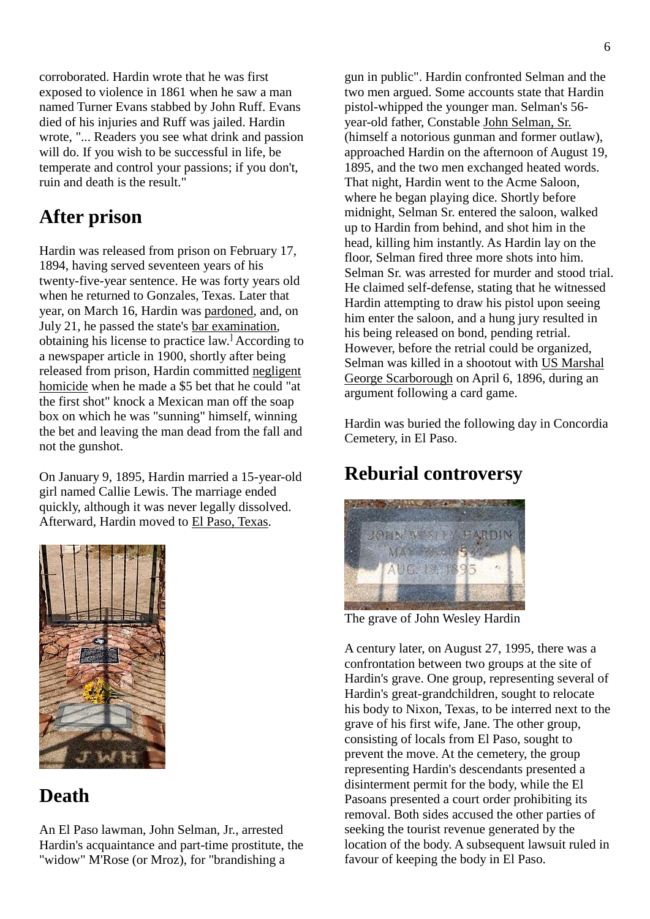corroborated. Hardin wrote that he was first exposed to violence in 1861 when he saw a man named Turner Evans stabbed by John Ruff. Evans died of his injuries and Ruff was jailed. Hardin wrote, "... Readers you see what drink and passion will do. If you wish to be successful in life, be temperate and control your passions; if you don't, ruin and death is the result."

## After prison

Hardin was released from prison on February 17, 1894, having served seventeen years of his twenty-five-year sentence. He was forty years old when he returned to Gonzales, Texas. Later that year, on March 16, Hardin was pardoned, and, on July 21, he passed the state's bar examination, obtaining his license to practice law.[] According to a newspaper article in 1900, shortly after being released from prison, Hardin committed negligent homicide when he made a $5 bet that he could "at the first shot" knock a Mexican man off the soap box on which he was "sunning" himself, winning the bet and leaving the man dead from the fall and not the gunshot.

On January 9, 1895, Hardin married a 15-year-old girl named Callie Lewis. The marriage ended quickly, although it was never legally dissolved. Afterward, Hardin moved to El Paso, Texas.

## Death

An El Paso lawman, John Selman, Jr., arrested Hardin's acquaintance and part-time prostitute, the "widow" M'Rose (or Mroz), for "brandishing a gun in public". Hardin confronted Selman and the two men argued. Some accounts state that Hardin pistol-whipped the younger man. Selman's 56-year-old father, Constable John Selman, Sr. (himself a notorious gunman and former outlaw), approached Hardin on the afternoon of August 19, 1895, and the two men exchanged heated words. That night, Hardin went to the Acme Saloon, where he began playing dice. Shortly before midnight, Selman Sr. entered the saloon, walked up to Hardin from behind, and shot him in the head, killing him instantly. As Hardin lay on the floor, Selman fired three more shots into him. Selman Sr. was arrested for murder and stood trial. He claimed self-defense, stating that he witnessed Hardin attempting to draw his pistol upon seeing him enter the saloon, and a hung jury resulted in his being released on bond, pending retrial. However, before the retrial could be organized, Selman was killed in a shootout with US Marshal George Scarborough on April 6, 1896, during an argument following a card game.

Hardin was buried the following day in Concordia Cemetery, in El Paso.

## Reburial controversy

The grave of John Wesley Hardin

A century later, on August 27, 1995, there was a confrontation between two groups at the site of Hardin's grave. One group, representing several of Hardin's great-grandchildren, sought to relocate his body to Nixon, Texas, to be interred next to the grave of his first wife, Jane. The other group, consisting of locals from El Paso, sought to prevent the move. At the cemetery, the group representing Hardin's descendants presented a disinterment permit for the body, while the El Pasoans presented a court order prohibiting its removal. Both sides accused the other parties of seeking the tourist revenue generated by the location of the body. A subsequent lawsuit ruled in favour of keeping the body in El Paso.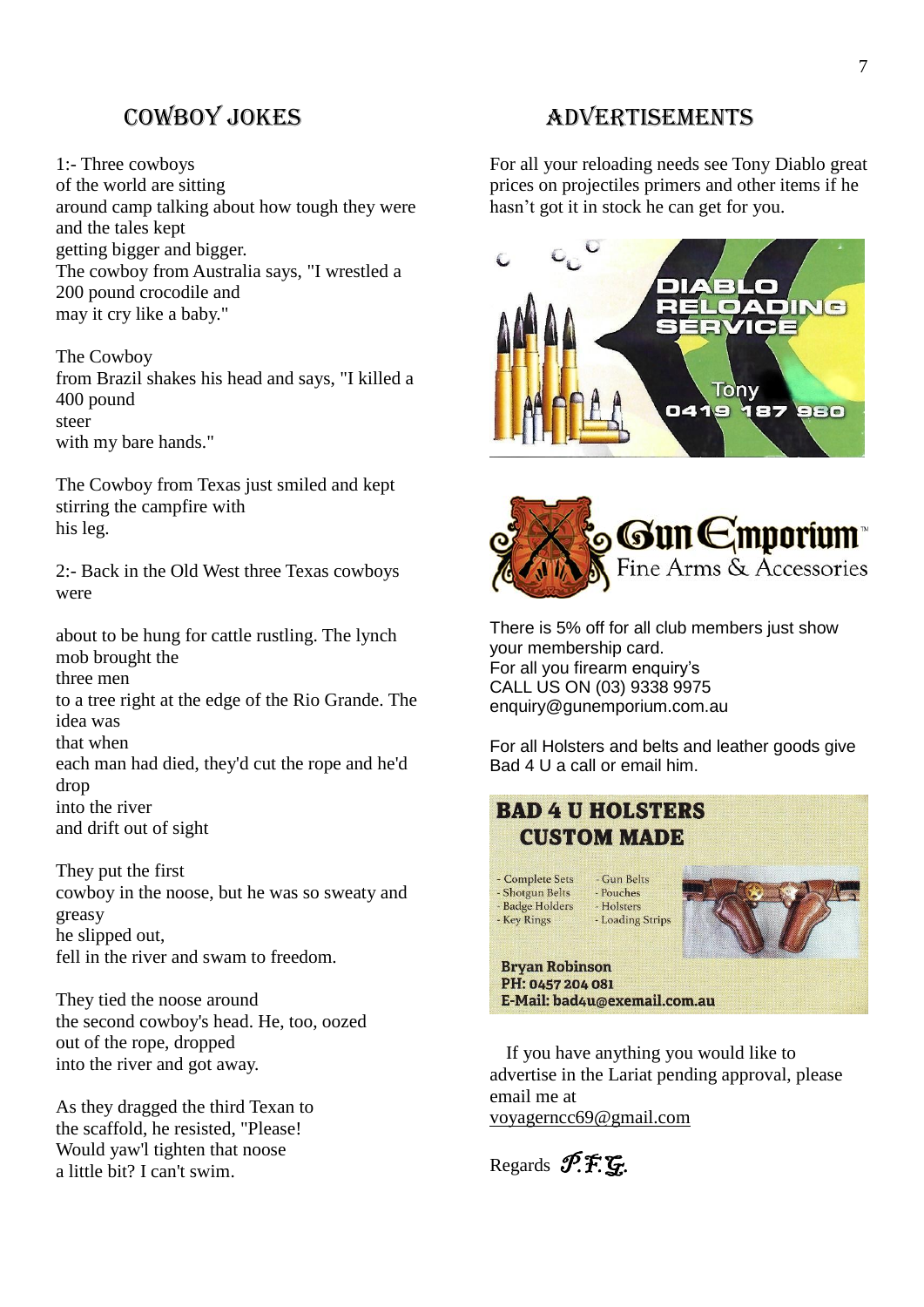## COWBOY JOKES

1:- Three cowboys
of the world are sitting
around camp talking about how tough they were and the tales kept
getting bigger and bigger.
The cowboy from Australia says, "I wrestled a 200 pound crocodile and
may it cry like a baby."

The Cowboy
from Brazil shakes his head and says, "I killed a 400 pound
steer
with my bare hands."

The Cowboy from Texas just smiled and kept stirring the campfire with
his leg.

2:- Back in the Old West three Texas cowboys were

about to be hung for cattle rustling. The lynch mob brought the
three men
to a tree right at the edge of the Rio Grande. The idea was
that when
each man had died, they'd cut the rope and he'd drop
into the river
and drift out of sight

They put the first
cowboy in the noose, but he was so sweaty and greasy
he slipped out,
fell in the river and swam to freedom.

They tied the noose around
the second cowboy's head. He, too, oozed
out of the rope, dropped
into the river and got away.

As they dragged the third Texan to
the scaffold, he resisted, "Please!
Would yaw'l tighten that noose
a little bit? I can't swim.

## ADVERTISEMENTS

For all your reloading needs see Tony Diablo great prices on projectiles primers and other items if he hasn't got it in stock he can get for you.

DIABLO RELOADING SERVICE
Tony
0419 187 980

Gun Emporium™
Fine Arms & Accessories

There is 5% off for all club members just show your membership card.
For all you firearm enquiry's
CALL US ON (03) 9338 9975
enquiry@gunemporium.com.au

For all Holsters and belts and leather goods give Bad 4 U a call or email him.

**BAD 4 U HOLSTERS**
**CUSTOM MADE**

- Complete Sets
- Shotgun Belts
- Badge Holders
- Key Rings
- Gun Belts
- Pouches
- Holsters
- Loading Strips

**Bryan Robinson**
**PH: 0457 204 081**
**E-Mail: bad4u@exemail.com.au**

If you have anything you would like to advertise in the Lariat pending approval, please email me at
voyagerncc69@gmail.com

Regards *P.F.G.*